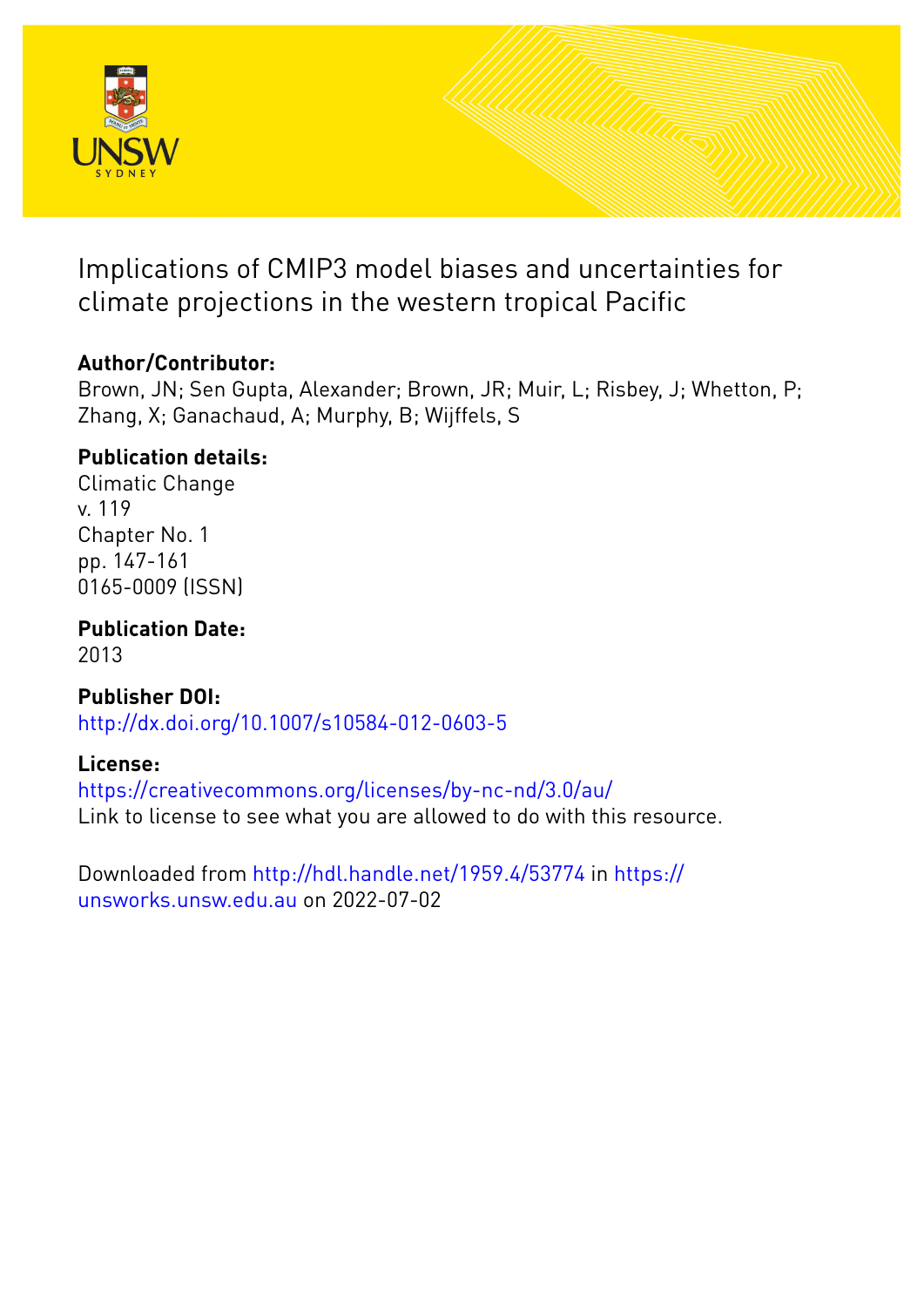# Implications of CMIP3 model biases and uncertainties for climate projections in the western tropical Pacific

**Author/Contributor:**

Brown, JN; Sen Gupta, Alexander; Brown, JR; Muir, L; Risbey, J; Whetton, P; Zhang, X; Ganachaud, A; Murphy, B; Wijffels, S

**Publication details:**

Climatic Change
v. 119
Chapter No. 1
pp. 147-161
0165-0009 (ISSN)

**Publication Date:**

2013

**Publisher DOI:**

http://dx.doi.org/10.1007/s10584-012-0603-5

**License:**

https://creativecommons.org/licenses/by-nc-nd/3.0/au/
Link to license to see what you are allowed to do with this resource.

Downloaded from http://hdl.handle.net/1959.4/53774 in https://unsworks.unsw.edu.au on 2022-07-02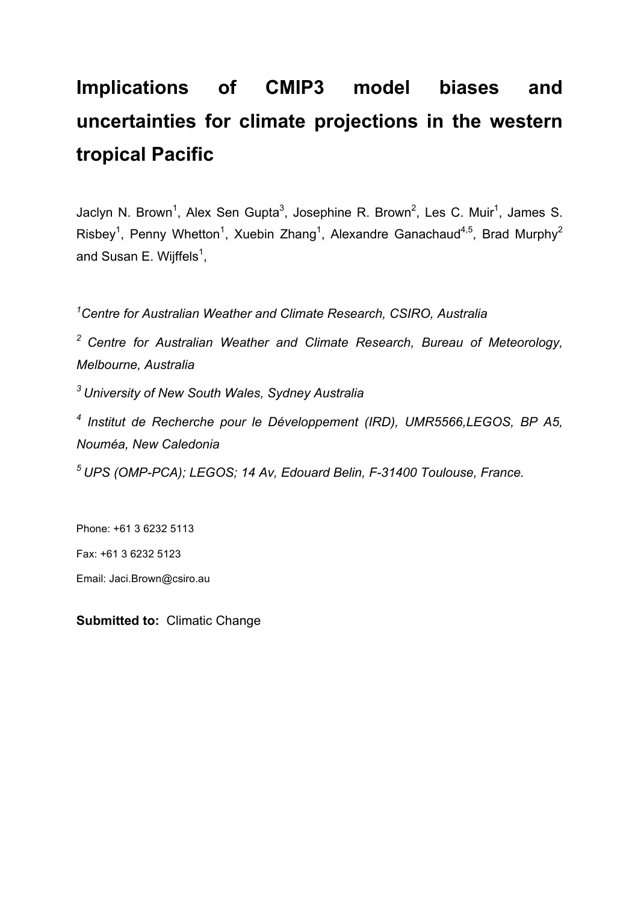# Implications of CMIP3 model biases and uncertainties for climate projections in the western tropical Pacific

Jaclyn N. Brown[1], Alex Sen Gupta[3], Josephine R. Brown[2], Les C. Muir[1], James S. Risbey[1], Penny Whetton[1], Xuebin Zhang[1], Alexandre Ganachaud[4,5], Brad Murphy[2] and Susan E. Wijffels[1],

[1]*Centre for Australian Weather and Climate Research, CSIRO, Australia*

[2] *Centre for Australian Weather and Climate Research, Bureau of Meteorology, Melbourne, Australia*

[3] *University of New South Wales, Sydney Australia*

[4] *Institut de Recherche pour le Développement (IRD), UMR5566,LEGOS, BP A5, Nouméa, New Caledonia*

[5] *UPS (OMP-PCA); LEGOS; 14 Av, Edouard Belin, F-31400 Toulouse, France.*

Phone: +61 3 6232 5113

Fax: +61 3 6232 5123

Email: Jaci.Brown@csiro.au

**Submitted to:** Climatic Change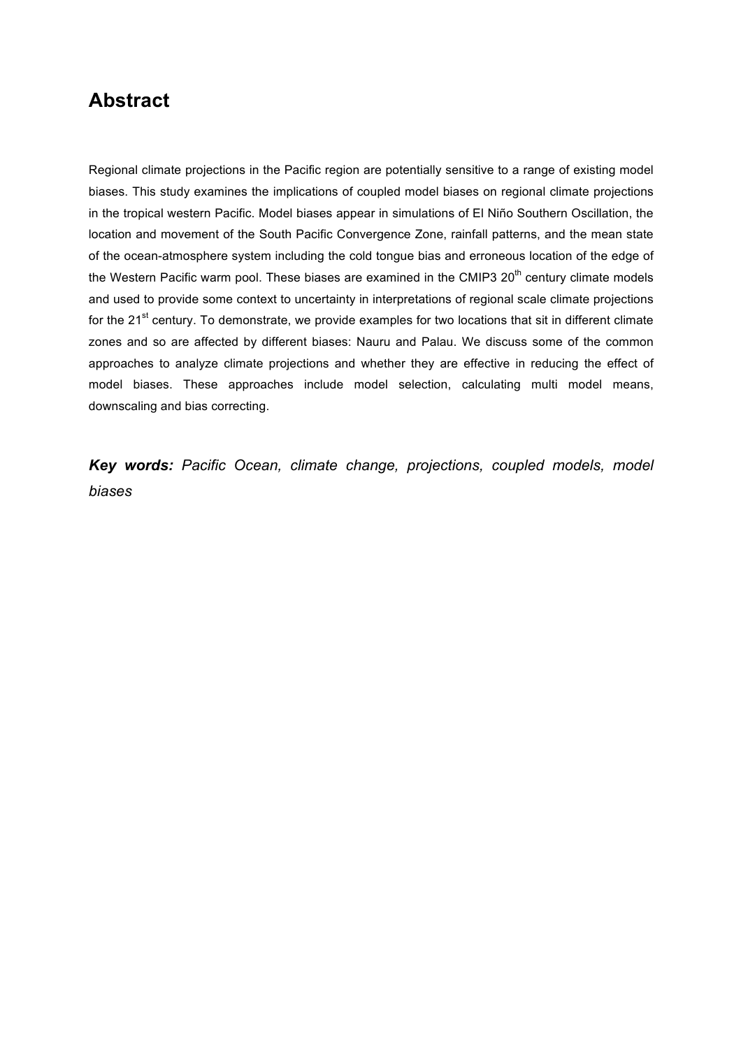# Abstract

Regional climate projections in the Pacific region are potentially sensitive to a range of existing model biases. This study examines the implications of coupled model biases on regional climate projections in the tropical western Pacific. Model biases appear in simulations of El Niño Southern Oscillation, the location and movement of the South Pacific Convergence Zone, rainfall patterns, and the mean state of the ocean-atmosphere system including the cold tongue bias and erroneous location of the edge of the Western Pacific warm pool. These biases are examined in the CMIP3 20$^{th}$ century climate models and used to provide some context to uncertainty in interpretations of regional scale climate projections for the 21$^{st}$ century. To demonstrate, we provide examples for two locations that sit in different climate zones and so are affected by different biases: Nauru and Palau. We discuss some of the common approaches to analyze climate projections and whether they are effective in reducing the effect of model biases. These approaches include model selection, calculating multi model means, downscaling and bias correcting.

***Key words:*** *Pacific Ocean, climate change, projections, coupled models, model biases*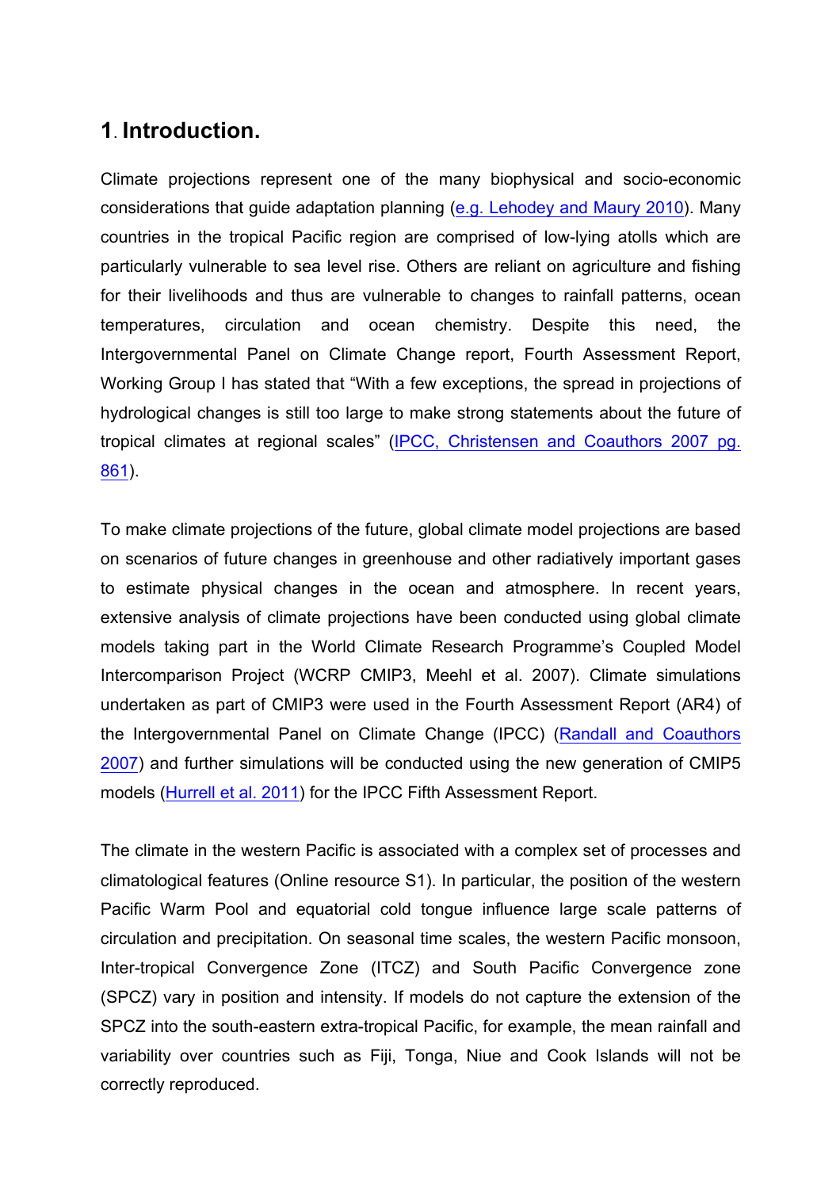# 1. Introduction.

Climate projections represent one of the many biophysical and socio-economic considerations that guide adaptation planning (e.g. Lehodey and Maury 2010). Many countries in the tropical Pacific region are comprised of low-lying atolls which are particularly vulnerable to sea level rise. Others are reliant on agriculture and fishing for their livelihoods and thus are vulnerable to changes to rainfall patterns, ocean temperatures, circulation and ocean chemistry. Despite this need, the Intergovernmental Panel on Climate Change report, Fourth Assessment Report, Working Group I has stated that "With a few exceptions, the spread in projections of hydrological changes is still too large to make strong statements about the future of tropical climates at regional scales" (IPCC, Christensen and Coauthors 2007 pg. 861).

To make climate projections of the future, global climate model projections are based on scenarios of future changes in greenhouse and other radiatively important gases to estimate physical changes in the ocean and atmosphere. In recent years, extensive analysis of climate projections have been conducted using global climate models taking part in the World Climate Research Programme's Coupled Model Intercomparison Project (WCRP CMIP3, Meehl et al. 2007). Climate simulations undertaken as part of CMIP3 were used in the Fourth Assessment Report (AR4) of the Intergovernmental Panel on Climate Change (IPCC) (Randall and Coauthors 2007) and further simulations will be conducted using the new generation of CMIP5 models (Hurrell et al. 2011) for the IPCC Fifth Assessment Report.

The climate in the western Pacific is associated with a complex set of processes and climatological features (Online resource S1). In particular, the position of the western Pacific Warm Pool and equatorial cold tongue influence large scale patterns of circulation and precipitation. On seasonal time scales, the western Pacific monsoon, Inter-tropical Convergence Zone (ITCZ) and South Pacific Convergence zone (SPCZ) vary in position and intensity. If models do not capture the extension of the SPCZ into the south-eastern extra-tropical Pacific, for example, the mean rainfall and variability over countries such as Fiji, Tonga, Niue and Cook Islands will not be correctly reproduced.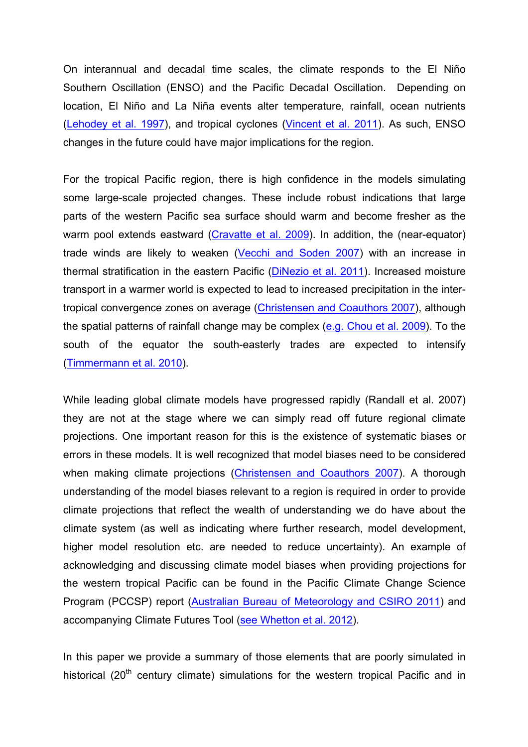On interannual and decadal time scales, the climate responds to the El Niño Southern Oscillation (ENSO) and the Pacific Decadal Oscillation. Depending on location, El Niño and La Niña events alter temperature, rainfall, ocean nutrients (Lehodey et al. 1997), and tropical cyclones (Vincent et al. 2011). As such, ENSO changes in the future could have major implications for the region.

For the tropical Pacific region, there is high confidence in the models simulating some large-scale projected changes. These include robust indications that large parts of the western Pacific sea surface should warm and become fresher as the warm pool extends eastward (Cravatte et al. 2009). In addition, the (near-equator) trade winds are likely to weaken (Vecchi and Soden 2007) with an increase in thermal stratification in the eastern Pacific (DiNezio et al. 2011). Increased moisture transport in a warmer world is expected to lead to increased precipitation in the inter-tropical convergence zones on average (Christensen and Coauthors 2007), although the spatial patterns of rainfall change may be complex (e.g. Chou et al. 2009). To the south of the equator the south-easterly trades are expected to intensify (Timmermann et al. 2010).

While leading global climate models have progressed rapidly (Randall et al. 2007) they are not at the stage where we can simply read off future regional climate projections. One important reason for this is the existence of systematic biases or errors in these models. It is well recognized that model biases need to be considered when making climate projections (Christensen and Coauthors 2007). A thorough understanding of the model biases relevant to a region is required in order to provide climate projections that reflect the wealth of understanding we do have about the climate system (as well as indicating where further research, model development, higher model resolution etc. are needed to reduce uncertainty). An example of acknowledging and discussing climate model biases when providing projections for the western tropical Pacific can be found in the Pacific Climate Change Science Program (PCCSP) report (Australian Bureau of Meteorology and CSIRO 2011) and accompanying Climate Futures Tool (see Whetton et al. 2012).

In this paper we provide a summary of those elements that are poorly simulated in historical (20th century climate) simulations for the western tropical Pacific and in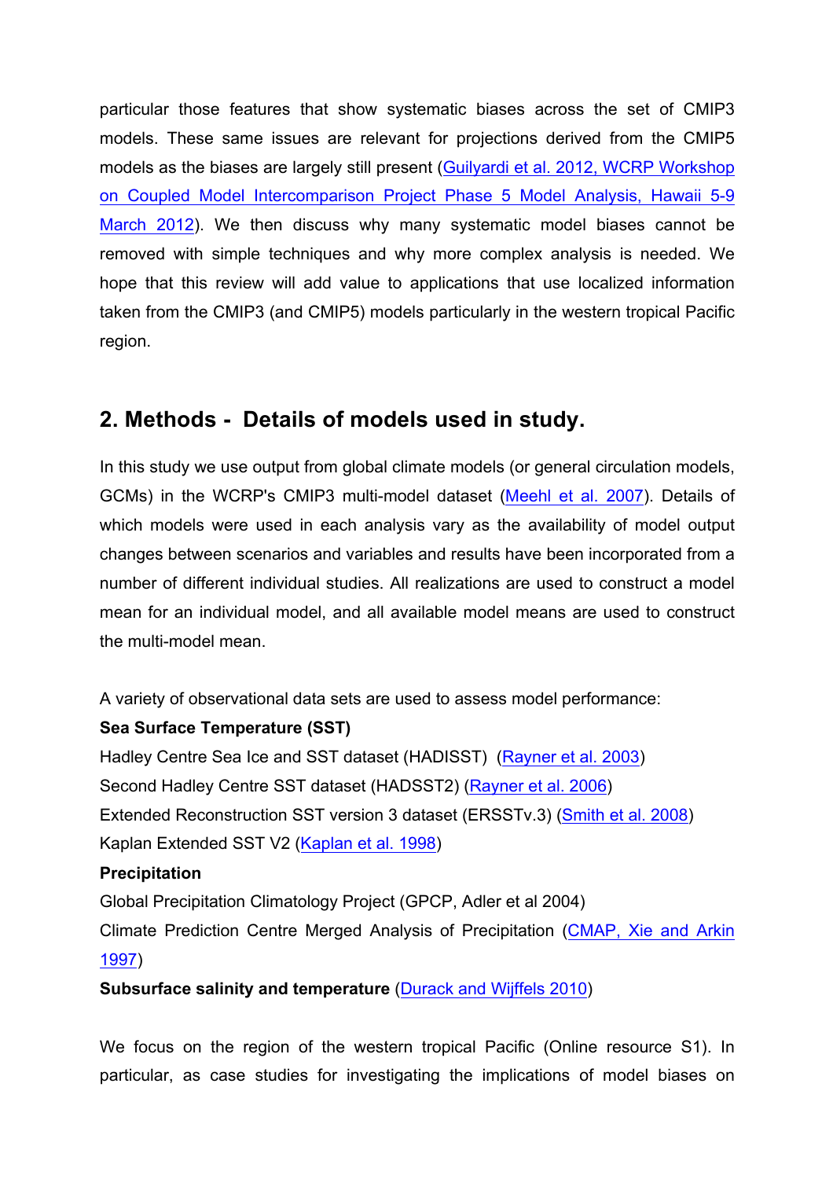particular those features that show systematic biases across the set of CMIP3 models. These same issues are relevant for projections derived from the CMIP5 models as the biases are largely still present (Guilyardi et al. 2012, WCRP Workshop on Coupled Model Intercomparison Project Phase 5 Model Analysis, Hawaii 5-9 March 2012). We then discuss why many systematic model biases cannot be removed with simple techniques and why more complex analysis is needed. We hope that this review will add value to applications that use localized information taken from the CMIP3 (and CMIP5) models particularly in the western tropical Pacific region.

## 2. Methods - Details of models used in study.

In this study we use output from global climate models (or general circulation models, GCMs) in the WCRP's CMIP3 multi-model dataset (Meehl et al. 2007). Details of which models were used in each analysis vary as the availability of model output changes between scenarios and variables and results have been incorporated from a number of different individual studies. All realizations are used to construct a model mean for an individual model, and all available model means are used to construct the multi-model mean.

A variety of observational data sets are used to assess model performance:

**Sea Surface Temperature (SST)**

Hadley Centre Sea Ice and SST dataset (HADISST) (Rayner et al. 2003)

Second Hadley Centre SST dataset (HADSST2) (Rayner et al. 2006)

Extended Reconstruction SST version 3 dataset (ERSSTv.3) (Smith et al. 2008)

Kaplan Extended SST V2 (Kaplan et al. 1998)

**Precipitation**

Global Precipitation Climatology Project (GPCP, Adler et al 2004)

Climate Prediction Centre Merged Analysis of Precipitation (CMAP, Xie and Arkin 1997)

**Subsurface salinity and temperature** (Durack and Wijffels 2010)

We focus on the region of the western tropical Pacific (Online resource S1). In particular, as case studies for investigating the implications of model biases on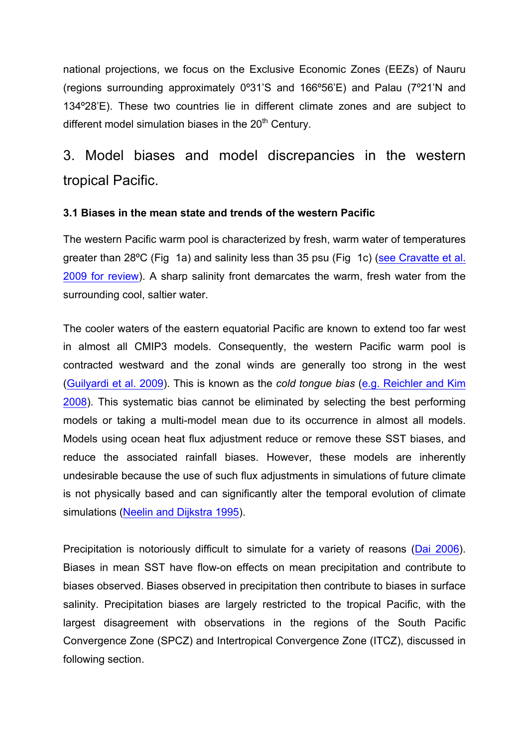national projections, we focus on the Exclusive Economic Zones (EEZs) of Nauru (regions surrounding approximately 0º31'S and 166º56'E) and Palau (7º21'N and 134º28'E). These two countries lie in different climate zones and are subject to different model simulation biases in the 20th Century.

## 3. Model biases and model discrepancies in the western tropical Pacific.

### 3.1 Biases in the mean state and trends of the western Pacific

The western Pacific warm pool is characterized by fresh, warm water of temperatures greater than 28ºC (Fig 1a) and salinity less than 35 psu (Fig 1c) (see Cravatte et al. 2009 for review). A sharp salinity front demarcates the warm, fresh water from the surrounding cool, saltier water.

The cooler waters of the eastern equatorial Pacific are known to extend too far west in almost all CMIP3 models. Consequently, the western Pacific warm pool is contracted westward and the zonal winds are generally too strong in the west (Guilyardi et al. 2009). This is known as the *cold tongue bias* (e.g. Reichler and Kim 2008). This systematic bias cannot be eliminated by selecting the best performing models or taking a multi-model mean due to its occurrence in almost all models. Models using ocean heat flux adjustment reduce or remove these SST biases, and reduce the associated rainfall biases. However, these models are inherently undesirable because the use of such flux adjustments in simulations of future climate is not physically based and can significantly alter the temporal evolution of climate simulations (Neelin and Dijkstra 1995).

Precipitation is notoriously difficult to simulate for a variety of reasons (Dai 2006). Biases in mean SST have flow-on effects on mean precipitation and contribute to biases observed. Biases observed in precipitation then contribute to biases in surface salinity. Precipitation biases are largely restricted to the tropical Pacific, with the largest disagreement with observations in the regions of the South Pacific Convergence Zone (SPCZ) and Intertropical Convergence Zone (ITCZ), discussed in following section.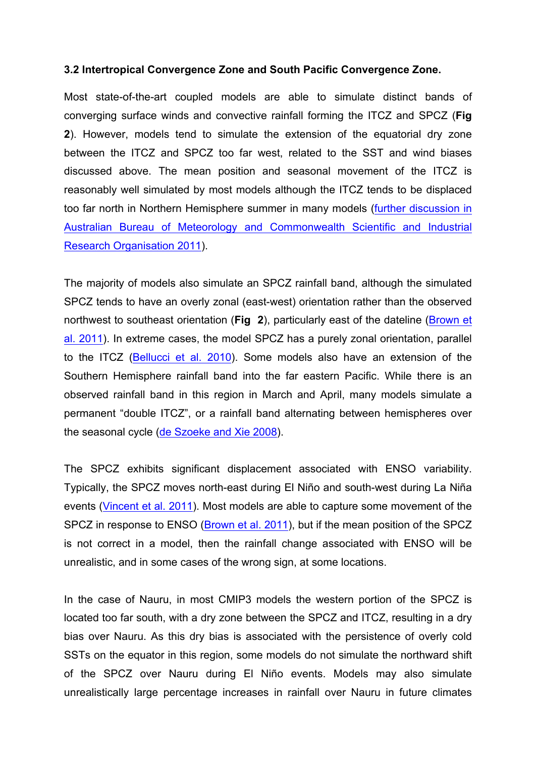### 3.2 Intertropical Convergence Zone and South Pacific Convergence Zone.

Most state-of-the-art coupled models are able to simulate distinct bands of converging surface winds and convective rainfall forming the ITCZ and SPCZ (**Fig 2**). However, models tend to simulate the extension of the equatorial dry zone between the ITCZ and SPCZ too far west, related to the SST and wind biases discussed above. The mean position and seasonal movement of the ITCZ is reasonably well simulated by most models although the ITCZ tends to be displaced too far north in Northern Hemisphere summer in many models (further discussion in Australian Bureau of Meteorology and Commonwealth Scientific and Industrial Research Organisation 2011).

The majority of models also simulate an SPCZ rainfall band, although the simulated SPCZ tends to have an overly zonal (east-west) orientation rather than the observed northwest to southeast orientation (**Fig 2**), particularly east of the dateline (Brown et al. 2011). In extreme cases, the model SPCZ has a purely zonal orientation, parallel to the ITCZ (Bellucci et al. 2010). Some models also have an extension of the Southern Hemisphere rainfall band into the far eastern Pacific. While there is an observed rainfall band in this region in March and April, many models simulate a permanent "double ITCZ", or a rainfall band alternating between hemispheres over the seasonal cycle (de Szoeke and Xie 2008).

The SPCZ exhibits significant displacement associated with ENSO variability. Typically, the SPCZ moves north-east during El Niño and south-west during La Niña events (Vincent et al. 2011). Most models are able to capture some movement of the SPCZ in response to ENSO (Brown et al. 2011), but if the mean position of the SPCZ is not correct in a model, then the rainfall change associated with ENSO will be unrealistic, and in some cases of the wrong sign, at some locations.

In the case of Nauru, in most CMIP3 models the western portion of the SPCZ is located too far south, with a dry zone between the SPCZ and ITCZ, resulting in a dry bias over Nauru. As this dry bias is associated with the persistence of overly cold SSTs on the equator in this region, some models do not simulate the northward shift of the SPCZ over Nauru during El Niño events. Models may also simulate unrealistically large percentage increases in rainfall over Nauru in future climates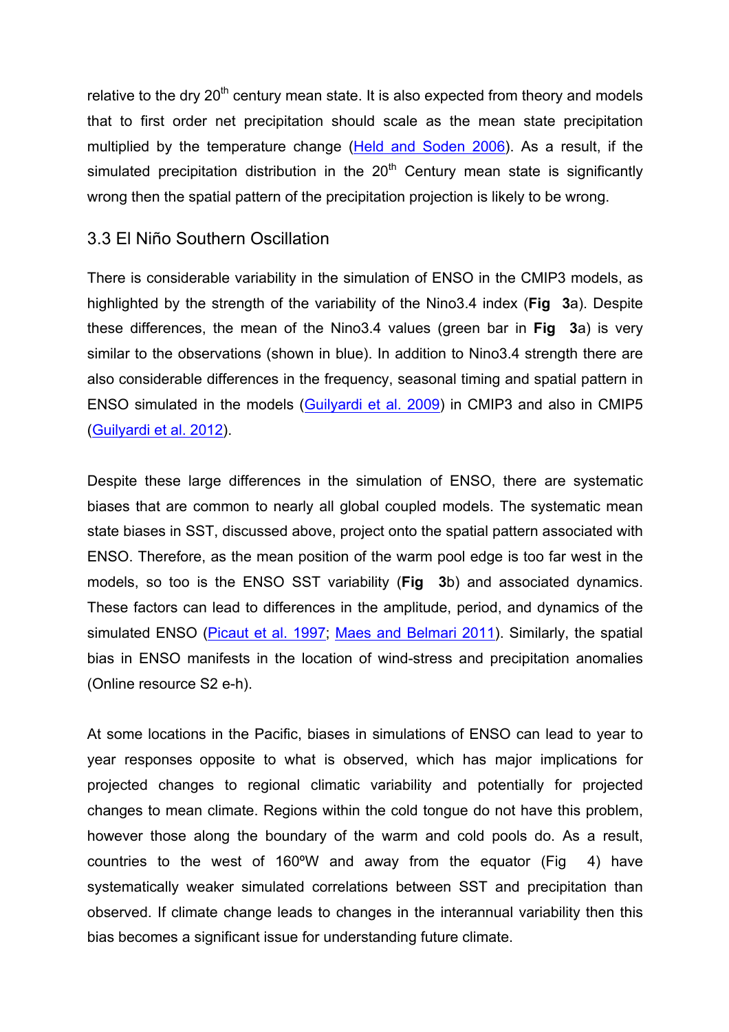relative to the dry 20$^{th}$ century mean state. It is also expected from theory and models that to first order net precipitation should scale as the mean state precipitation multiplied by the temperature change (Held and Soden 2006). As a result, if the simulated precipitation distribution in the 20$^{th}$ Century mean state is significantly wrong then the spatial pattern of the precipitation projection is likely to be wrong.

## 3.3 El Niño Southern Oscillation

There is considerable variability in the simulation of ENSO in the CMIP3 models, as highlighted by the strength of the variability of the Nino3.4 index (**Fig 3**a). Despite these differences, the mean of the Nino3.4 values (green bar in **Fig 3**a) is very similar to the observations (shown in blue). In addition to Nino3.4 strength there are also considerable differences in the frequency, seasonal timing and spatial pattern in ENSO simulated in the models (Guilyardi et al. 2009) in CMIP3 and also in CMIP5 (Guilyardi et al. 2012).

Despite these large differences in the simulation of ENSO, there are systematic biases that are common to nearly all global coupled models. The systematic mean state biases in SST, discussed above, project onto the spatial pattern associated with ENSO. Therefore, as the mean position of the warm pool edge is too far west in the models, so too is the ENSO SST variability (**Fig 3**b) and associated dynamics. These factors can lead to differences in the amplitude, period, and dynamics of the simulated ENSO (Picaut et al. 1997; Maes and Belmari 2011). Similarly, the spatial bias in ENSO manifests in the location of wind-stress and precipitation anomalies (Online resource S2 e-h).

At some locations in the Pacific, biases in simulations of ENSO can lead to year to year responses opposite to what is observed, which has major implications for projected changes to regional climatic variability and potentially for projected changes to mean climate. Regions within the cold tongue do not have this problem, however those along the boundary of the warm and cold pools do. As a result, countries to the west of 160ºW and away from the equator (Fig 4) have systematically weaker simulated correlations between SST and precipitation than observed. If climate change leads to changes in the interannual variability then this bias becomes a significant issue for understanding future climate.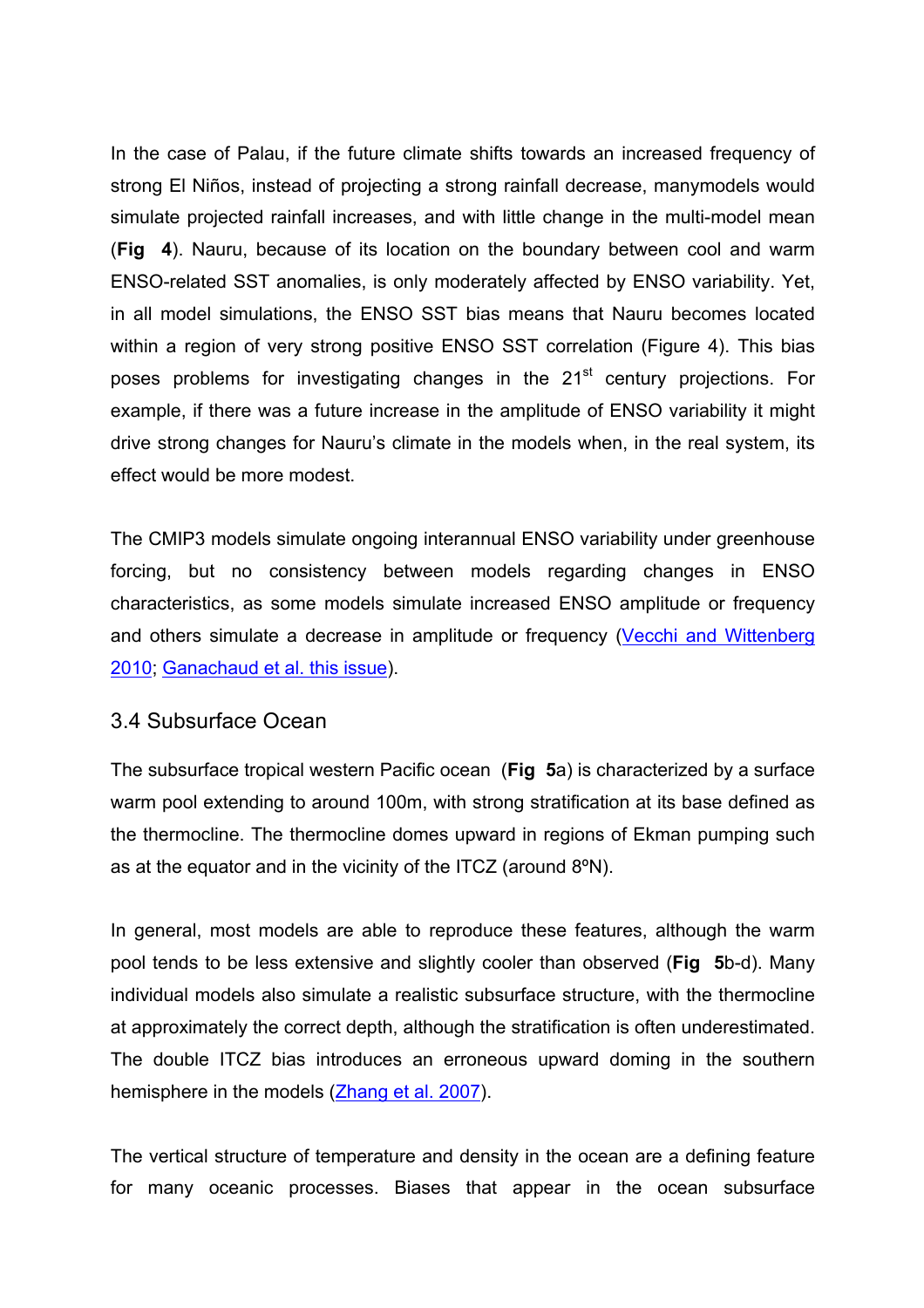In the case of Palau, if the future climate shifts towards an increased frequency of strong El Niños, instead of projecting a strong rainfall decrease, manymodels would simulate projected rainfall increases, and with little change in the multi-model mean (**Fig 4**). Nauru, because of its location on the boundary between cool and warm ENSO-related SST anomalies, is only moderately affected by ENSO variability. Yet, in all model simulations, the ENSO SST bias means that Nauru becomes located within a region of very strong positive ENSO SST correlation (Figure 4). This bias poses problems for investigating changes in the 21$^{st}$ century projections. For example, if there was a future increase in the amplitude of ENSO variability it might drive strong changes for Nauru's climate in the models when, in the real system, its effect would be more modest.

The CMIP3 models simulate ongoing interannual ENSO variability under greenhouse forcing, but no consistency between models regarding changes in ENSO characteristics, as some models simulate increased ENSO amplitude or frequency and others simulate a decrease in amplitude or frequency (Vecchi and Wittenberg 2010; Ganachaud et al. this issue).

### 3.4 Subsurface Ocean

The subsurface tropical western Pacific ocean (**Fig 5**a) is characterized by a surface warm pool extending to around 100m, with strong stratification at its base defined as the thermocline. The thermocline domes upward in regions of Ekman pumping such as at the equator and in the vicinity of the ITCZ (around 8ºN).

In general, most models are able to reproduce these features, although the warm pool tends to be less extensive and slightly cooler than observed (**Fig 5**b-d). Many individual models also simulate a realistic subsurface structure, with the thermocline at approximately the correct depth, although the stratification is often underestimated. The double ITCZ bias introduces an erroneous upward doming in the southern hemisphere in the models (Zhang et al. 2007).

The vertical structure of temperature and density in the ocean are a defining feature for many oceanic processes. Biases that appear in the ocean subsurface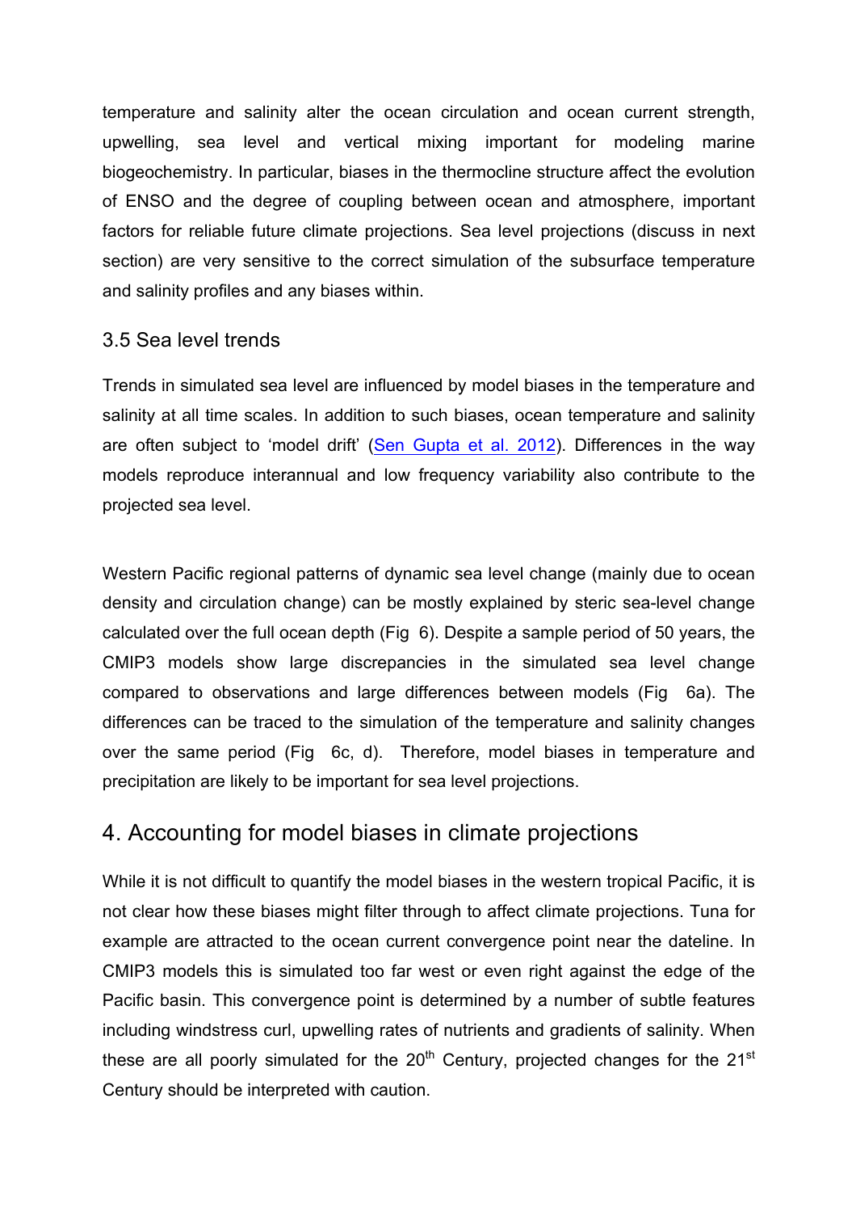temperature and salinity alter the ocean circulation and ocean current strength, upwelling, sea level and vertical mixing important for modeling marine biogeochemistry. In particular, biases in the thermocline structure affect the evolution of ENSO and the degree of coupling between ocean and atmosphere, important factors for reliable future climate projections. Sea level projections (discuss in next section) are very sensitive to the correct simulation of the subsurface temperature and salinity profiles and any biases within.

### 3.5 Sea level trends

Trends in simulated sea level are influenced by model biases in the temperature and salinity at all time scales. In addition to such biases, ocean temperature and salinity are often subject to 'model drift' (Sen Gupta et al. 2012). Differences in the way models reproduce interannual and low frequency variability also contribute to the projected sea level.

Western Pacific regional patterns of dynamic sea level change (mainly due to ocean density and circulation change) can be mostly explained by steric sea-level change calculated over the full ocean depth (Fig 6). Despite a sample period of 50 years, the CMIP3 models show large discrepancies in the simulated sea level change compared to observations and large differences between models (Fig 6a). The differences can be traced to the simulation of the temperature and salinity changes over the same period (Fig 6c, d). Therefore, model biases in temperature and precipitation are likely to be important for sea level projections.

## 4. Accounting for model biases in climate projections

While it is not difficult to quantify the model biases in the western tropical Pacific, it is not clear how these biases might filter through to affect climate projections. Tuna for example are attracted to the ocean current convergence point near the dateline. In CMIP3 models this is simulated too far west or even right against the edge of the Pacific basin. This convergence point is determined by a number of subtle features including windstress curl, upwelling rates of nutrients and gradients of salinity. When these are all poorly simulated for the 20th Century, projected changes for the 21st Century should be interpreted with caution.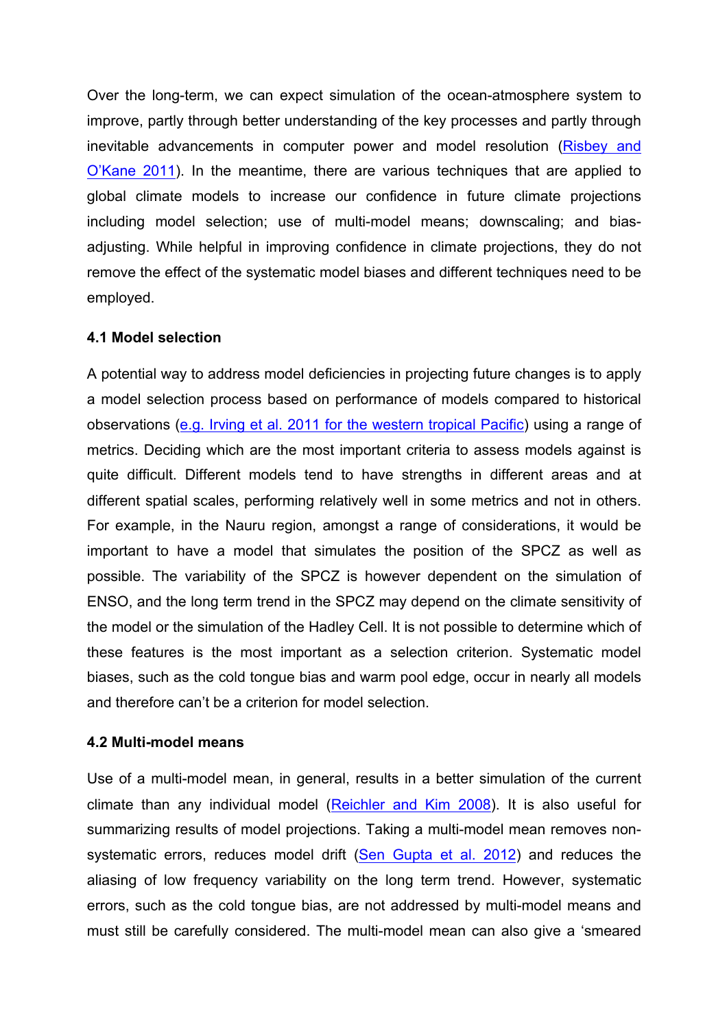Over the long-term, we can expect simulation of the ocean-atmosphere system to improve, partly through better understanding of the key processes and partly through inevitable advancements in computer power and model resolution (Risbey and O'Kane 2011). In the meantime, there are various techniques that are applied to global climate models to increase our confidence in future climate projections including model selection; use of multi-model means; downscaling; and bias-adjusting. While helpful in improving confidence in climate projections, they do not remove the effect of the systematic model biases and different techniques need to be employed.

### 4.1 Model selection

A potential way to address model deficiencies in projecting future changes is to apply a model selection process based on performance of models compared to historical observations (e.g. Irving et al. 2011 for the western tropical Pacific) using a range of metrics. Deciding which are the most important criteria to assess models against is quite difficult. Different models tend to have strengths in different areas and at different spatial scales, performing relatively well in some metrics and not in others. For example, in the Nauru region, amongst a range of considerations, it would be important to have a model that simulates the position of the SPCZ as well as possible. The variability of the SPCZ is however dependent on the simulation of ENSO, and the long term trend in the SPCZ may depend on the climate sensitivity of the model or the simulation of the Hadley Cell. It is not possible to determine which of these features is the most important as a selection criterion. Systematic model biases, such as the cold tongue bias and warm pool edge, occur in nearly all models and therefore can't be a criterion for model selection.

### 4.2 Multi-model means

Use of a multi-model mean, in general, results in a better simulation of the current climate than any individual model (Reichler and Kim 2008). It is also useful for summarizing results of model projections. Taking a multi-model mean removes non-systematic errors, reduces model drift (Sen Gupta et al. 2012) and reduces the aliasing of low frequency variability on the long term trend. However, systematic errors, such as the cold tongue bias, are not addressed by multi-model means and must still be carefully considered. The multi-model mean can also give a 'smeared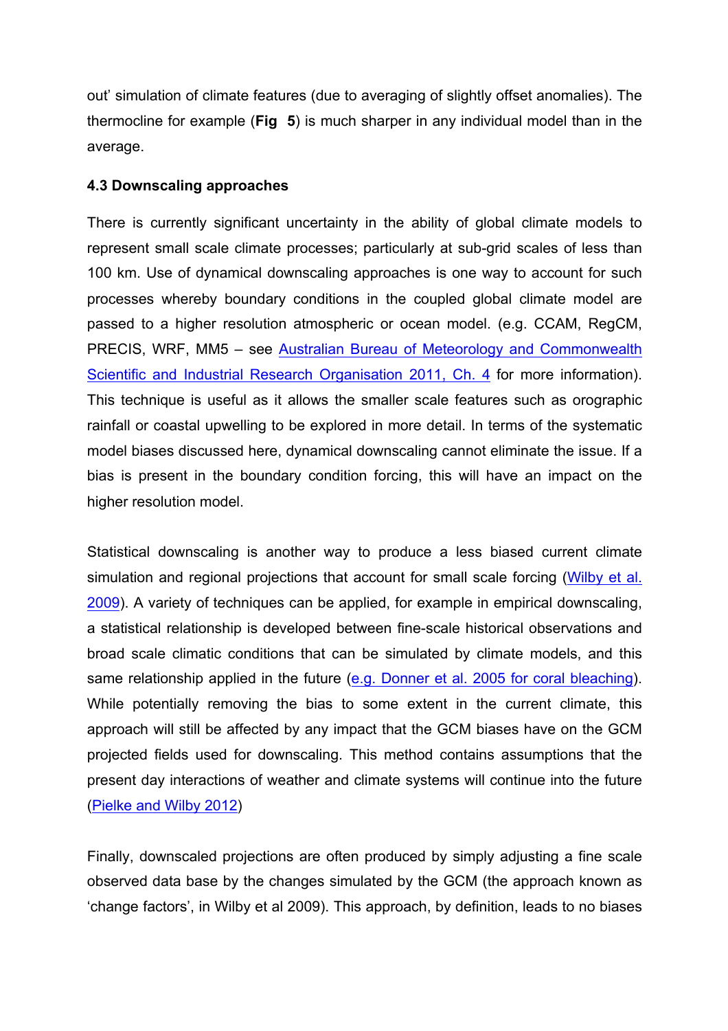out' simulation of climate features (due to averaging of slightly offset anomalies). The thermocline for example (**Fig 5**) is much sharper in any individual model than in the average.

### 4.3 Downscaling approaches

There is currently significant uncertainty in the ability of global climate models to represent small scale climate processes; particularly at sub-grid scales of less than 100 km. Use of dynamical downscaling approaches is one way to account for such processes whereby boundary conditions in the coupled global climate model are passed to a higher resolution atmospheric or ocean model. (e.g. CCAM, RegCM, PRECIS, WRF, MM5 – see Australian Bureau of Meteorology and Commonwealth Scientific and Industrial Research Organisation 2011, Ch. 4 for more information). This technique is useful as it allows the smaller scale features such as orographic rainfall or coastal upwelling to be explored in more detail. In terms of the systematic model biases discussed here, dynamical downscaling cannot eliminate the issue. If a bias is present in the boundary condition forcing, this will have an impact on the higher resolution model.

Statistical downscaling is another way to produce a less biased current climate simulation and regional projections that account for small scale forcing (Wilby et al. 2009). A variety of techniques can be applied, for example in empirical downscaling, a statistical relationship is developed between fine-scale historical observations and broad scale climatic conditions that can be simulated by climate models, and this same relationship applied in the future (e.g. Donner et al. 2005 for coral bleaching). While potentially removing the bias to some extent in the current climate, this approach will still be affected by any impact that the GCM biases have on the GCM projected fields used for downscaling. This method contains assumptions that the present day interactions of weather and climate systems will continue into the future (Pielke and Wilby 2012)

Finally, downscaled projections are often produced by simply adjusting a fine scale observed data base by the changes simulated by the GCM (the approach known as 'change factors', in Wilby et al 2009). This approach, by definition, leads to no biases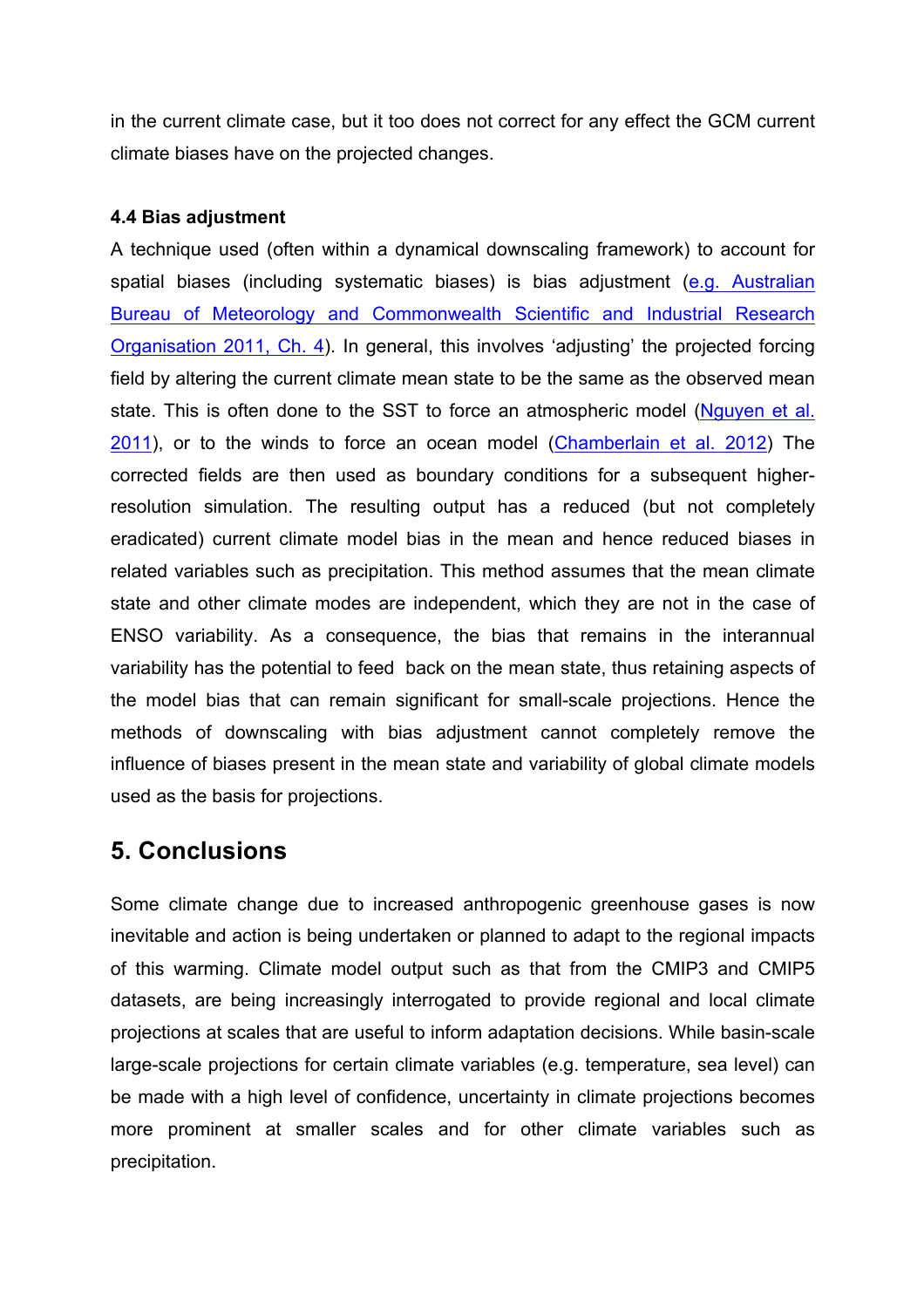in the current climate case, but it too does not correct for any effect the GCM current climate biases have on the projected changes.

**4.4 Bias adjustment**

A technique used (often within a dynamical downscaling framework) to account for spatial biases (including systematic biases) is bias adjustment (e.g. Australian Bureau of Meteorology and Commonwealth Scientific and Industrial Research Organisation 2011, Ch. 4). In general, this involves 'adjusting' the projected forcing field by altering the current climate mean state to be the same as the observed mean state. This is often done to the SST to force an atmospheric model (Nguyen et al. 2011), or to the winds to force an ocean model (Chamberlain et al. 2012) The corrected fields are then used as boundary conditions for a subsequent higher-resolution simulation. The resulting output has a reduced (but not completely eradicated) current climate model bias in the mean and hence reduced biases in related variables such as precipitation. This method assumes that the mean climate state and other climate modes are independent, which they are not in the case of ENSO variability. As a consequence, the bias that remains in the interannual variability has the potential to feed back on the mean state, thus retaining aspects of the model bias that can remain significant for small-scale projections. Hence the methods of downscaling with bias adjustment cannot completely remove the influence of biases present in the mean state and variability of global climate models used as the basis for projections.

## 5. Conclusions

Some climate change due to increased anthropogenic greenhouse gases is now inevitable and action is being undertaken or planned to adapt to the regional impacts of this warming. Climate model output such as that from the CMIP3 and CMIP5 datasets, are being increasingly interrogated to provide regional and local climate projections at scales that are useful to inform adaptation decisions. While basin-scale large-scale projections for certain climate variables (e.g. temperature, sea level) can be made with a high level of confidence, uncertainty in climate projections becomes more prominent at smaller scales and for other climate variables such as precipitation.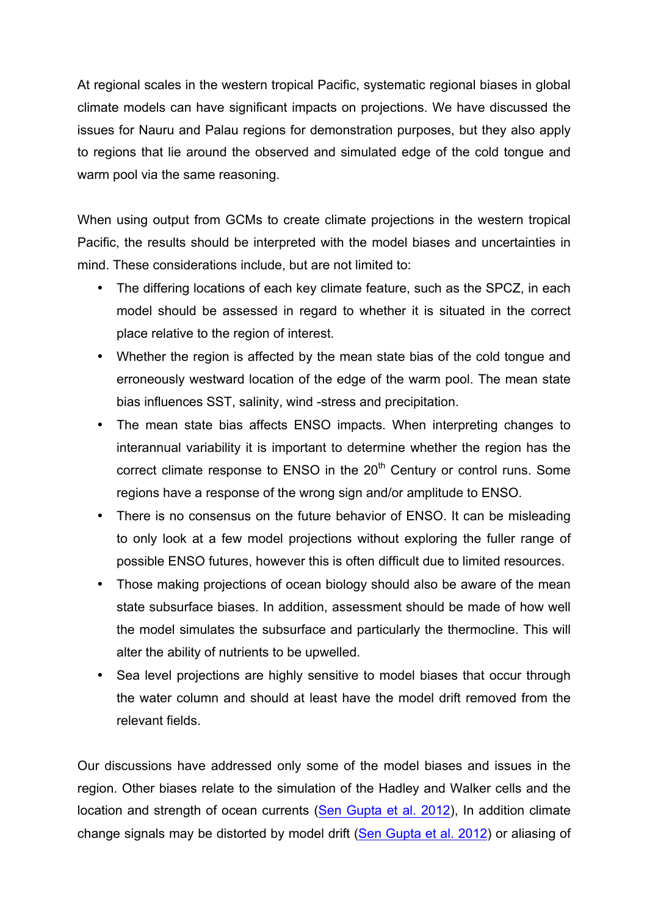At regional scales in the western tropical Pacific, systematic regional biases in global climate models can have significant impacts on projections. We have discussed the issues for Nauru and Palau regions for demonstration purposes, but they also apply to regions that lie around the observed and simulated edge of the cold tongue and warm pool via the same reasoning.

When using output from GCMs to create climate projections in the western tropical Pacific, the results should be interpreted with the model biases and uncertainties in mind. These considerations include, but are not limited to:

- The differing locations of each key climate feature, such as the SPCZ, in each model should be assessed in regard to whether it is situated in the correct place relative to the region of interest.
- Whether the region is affected by the mean state bias of the cold tongue and erroneously westward location of the edge of the warm pool. The mean state bias influences SST, salinity, wind -stress and precipitation.
- The mean state bias affects ENSO impacts. When interpreting changes to interannual variability it is important to determine whether the region has the correct climate response to ENSO in the 20th Century or control runs. Some regions have a response of the wrong sign and/or amplitude to ENSO.
- There is no consensus on the future behavior of ENSO. It can be misleading to only look at a few model projections without exploring the fuller range of possible ENSO futures, however this is often difficult due to limited resources.
- Those making projections of ocean biology should also be aware of the mean state subsurface biases. In addition, assessment should be made of how well the model simulates the subsurface and particularly the thermocline. This will alter the ability of nutrients to be upwelled.
- Sea level projections are highly sensitive to model biases that occur through the water column and should at least have the model drift removed from the relevant fields.

Our discussions have addressed only some of the model biases and issues in the region. Other biases relate to the simulation of the Hadley and Walker cells and the location and strength of ocean currents (Sen Gupta et al. 2012), In addition climate change signals may be distorted by model drift (Sen Gupta et al. 2012) or aliasing of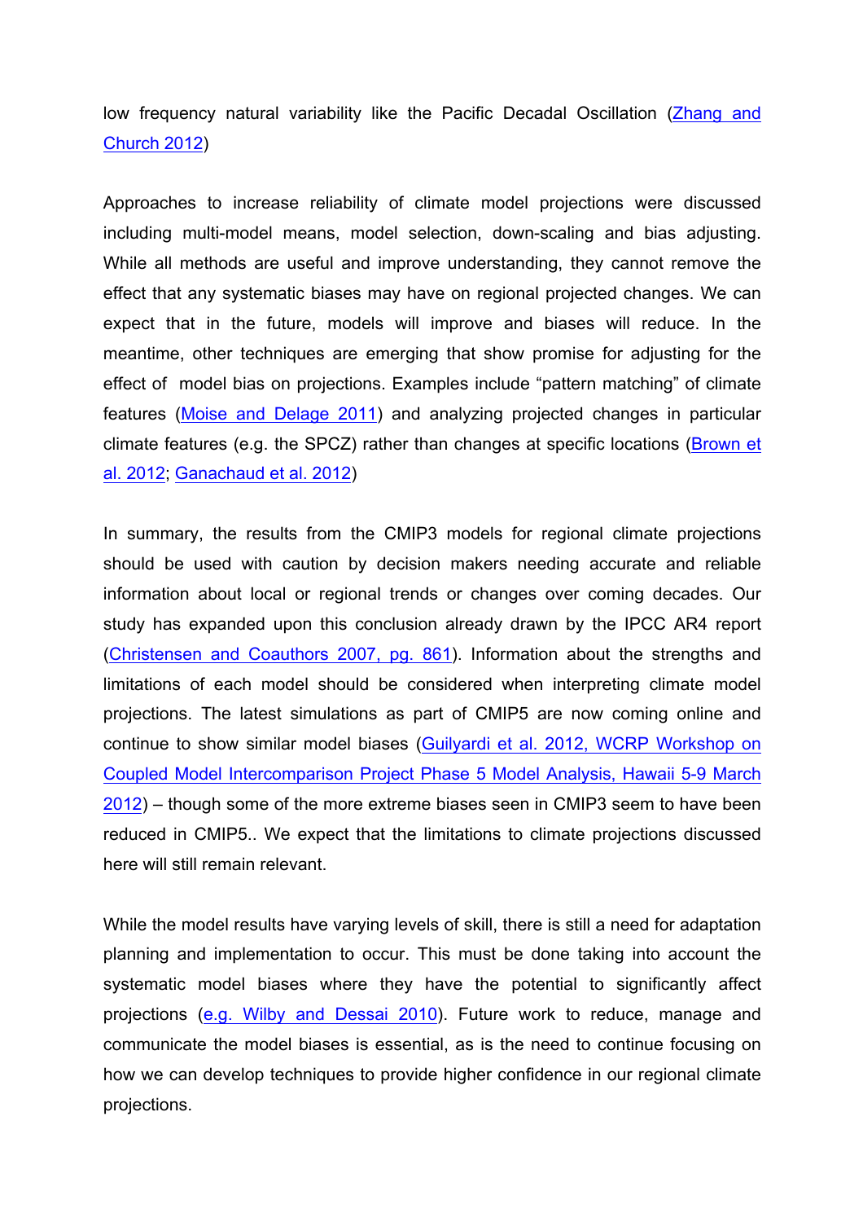low frequency natural variability like the Pacific Decadal Oscillation (Zhang and Church 2012)

Approaches to increase reliability of climate model projections were discussed including multi-model means, model selection, down-scaling and bias adjusting. While all methods are useful and improve understanding, they cannot remove the effect that any systematic biases may have on regional projected changes. We can expect that in the future, models will improve and biases will reduce. In the meantime, other techniques are emerging that show promise for adjusting for the effect of model bias on projections. Examples include "pattern matching" of climate features (Moise and Delage 2011) and analyzing projected changes in particular climate features (e.g. the SPCZ) rather than changes at specific locations (Brown et al. 2012; Ganachaud et al. 2012)

In summary, the results from the CMIP3 models for regional climate projections should be used with caution by decision makers needing accurate and reliable information about local or regional trends or changes over coming decades. Our study has expanded upon this conclusion already drawn by the IPCC AR4 report (Christensen and Coauthors 2007, pg. 861). Information about the strengths and limitations of each model should be considered when interpreting climate model projections. The latest simulations as part of CMIP5 are now coming online and continue to show similar model biases (Guilyardi et al. 2012, WCRP Workshop on Coupled Model Intercomparison Project Phase 5 Model Analysis, Hawaii 5-9 March 2012) – though some of the more extreme biases seen in CMIP3 seem to have been reduced in CMIP5.. We expect that the limitations to climate projections discussed here will still remain relevant.

While the model results have varying levels of skill, there is still a need for adaptation planning and implementation to occur. This must be done taking into account the systematic model biases where they have the potential to significantly affect projections (e.g. Wilby and Dessai 2010). Future work to reduce, manage and communicate the model biases is essential, as is the need to continue focusing on how we can develop techniques to provide higher confidence in our regional climate projections.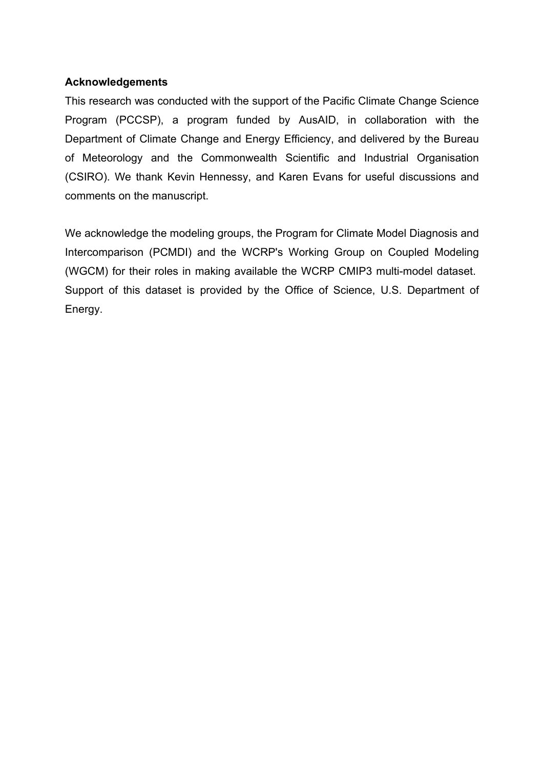**Acknowledgements**

This research was conducted with the support of the Pacific Climate Change Science Program (PCCSP), a program funded by AusAID, in collaboration with the Department of Climate Change and Energy Efficiency, and delivered by the Bureau of Meteorology and the Commonwealth Scientific and Industrial Organisation (CSIRO). We thank Kevin Hennessy, and Karen Evans for useful discussions and comments on the manuscript.

We acknowledge the modeling groups, the Program for Climate Model Diagnosis and Intercomparison (PCMDI) and the WCRP's Working Group on Coupled Modeling (WGCM) for their roles in making available the WCRP CMIP3 multi-model dataset. Support of this dataset is provided by the Office of Science, U.S. Department of Energy.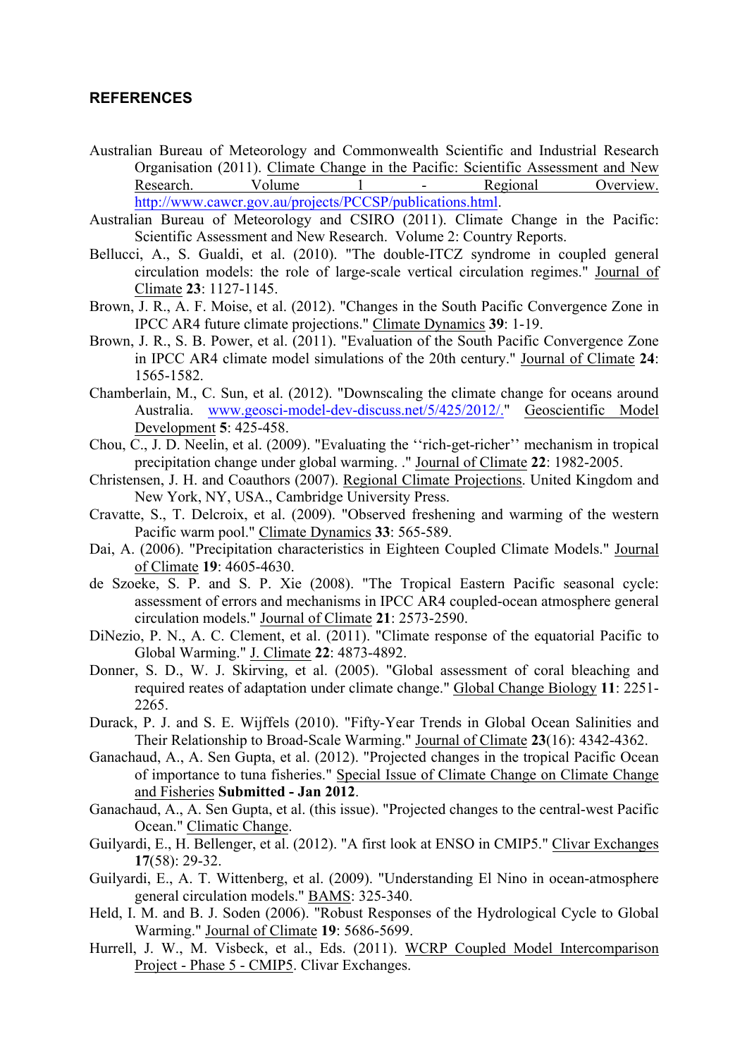## REFERENCES

Australian Bureau of Meteorology and Commonwealth Scientific and Industrial Research Organisation (2011). Climate Change in the Pacific: Scientific Assessment and New Research. Volume 1 - Regional Overview. http://www.cawcr.gov.au/projects/PCCSP/publications.html.

Australian Bureau of Meteorology and CSIRO (2011). Climate Change in the Pacific: Scientific Assessment and New Research. Volume 2: Country Reports.

Bellucci, A., S. Gualdi, et al. (2010). "The double-ITCZ syndrome in coupled general circulation models: the role of large-scale vertical circulation regimes." Journal of Climate **23**: 1127-1145.

Brown, J. R., A. F. Moise, et al. (2012). "Changes in the South Pacific Convergence Zone in IPCC AR4 future climate projections." Climate Dynamics **39**: 1-19.

Brown, J. R., S. B. Power, et al. (2011). "Evaluation of the South Pacific Convergence Zone in IPCC AR4 climate model simulations of the 20th century." Journal of Climate **24**: 1565-1582.

Chamberlain, M., C. Sun, et al. (2012). "Downscaling the climate change for oceans around Australia. www.geosci-model-dev-discuss.net/5/425/2012/." Geoscientific Model Development **5**: 425-458.

Chou, C., J. D. Neelin, et al. (2009). "Evaluating the ''rich-get-richer'' mechanism in tropical precipitation change under global warming. ." Journal of Climate **22**: 1982-2005.

Christensen, J. H. and Coauthors (2007). Regional Climate Projections. United Kingdom and New York, NY, USA., Cambridge University Press.

Cravatte, S., T. Delcroix, et al. (2009). "Observed freshening and warming of the western Pacific warm pool." Climate Dynamics **33**: 565-589.

Dai, A. (2006). "Precipitation characteristics in Eighteen Coupled Climate Models." Journal of Climate **19**: 4605-4630.

de Szoeke, S. P. and S. P. Xie (2008). "The Tropical Eastern Pacific seasonal cycle: assessment of errors and mechanisms in IPCC AR4 coupled-ocean atmosphere general circulation models." Journal of Climate **21**: 2573-2590.

DiNezio, P. N., A. C. Clement, et al. (2011). "Climate response of the equatorial Pacific to Global Warming." J. Climate **22**: 4873-4892.

Donner, S. D., W. J. Skirving, et al. (2005). "Global assessment of coral bleaching and required reates of adaptation under climate change." Global Change Biology **11**: 2251-2265.

Durack, P. J. and S. E. Wijffels (2010). "Fifty-Year Trends in Global Ocean Salinities and Their Relationship to Broad-Scale Warming." Journal of Climate **23**(16): 4342-4362.

Ganachaud, A., A. Sen Gupta, et al. (2012). "Projected changes in the tropical Pacific Ocean of importance to tuna fisheries." Special Issue of Climate Change on Climate Change and Fisheries **Submitted - Jan 2012**.

Ganachaud, A., A. Sen Gupta, et al. (this issue). "Projected changes to the central-west Pacific Ocean." Climatic Change.

Guilyardi, E., H. Bellenger, et al. (2012). "A first look at ENSO in CMIP5." Clivar Exchanges **17**(58): 29-32.

Guilyardi, E., A. T. Wittenberg, et al. (2009). "Understanding El Nino in ocean-atmosphere general circulation models." BAMS: 325-340.

Held, I. M. and B. J. Soden (2006). "Robust Responses of the Hydrological Cycle to Global Warming." Journal of Climate **19**: 5686-5699.

Hurrell, J. W., M. Visbeck, et al., Eds. (2011). WCRP Coupled Model Intercomparison Project - Phase 5 - CMIP5. Clivar Exchanges.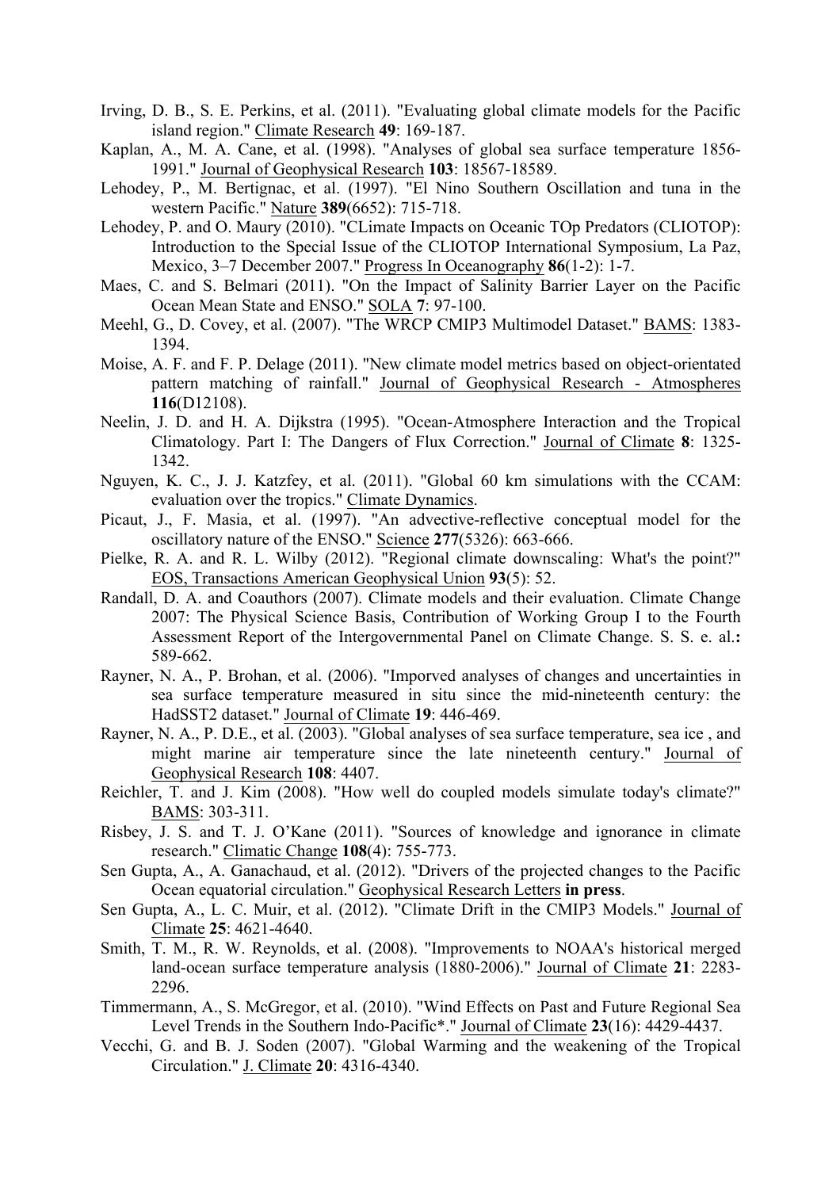Irving, D. B., S. E. Perkins, et al. (2011). "Evaluating global climate models for the Pacific island region." Climate Research **49**: 169-187.

Kaplan, A., M. A. Cane, et al. (1998). "Analyses of global sea surface temperature 1856-1991." Journal of Geophysical Research **103**: 18567-18589.

Lehodey, P., M. Bertignac, et al. (1997). "El Nino Southern Oscillation and tuna in the western Pacific." Nature **389**(6652): 715-718.

Lehodey, P. and O. Maury (2010). "CLimate Impacts on Oceanic TOp Predators (CLIOTOP): Introduction to the Special Issue of the CLIOTOP International Symposium, La Paz, Mexico, 3–7 December 2007." Progress In Oceanography **86**(1-2): 1-7.

Maes, C. and S. Belmari (2011). "On the Impact of Salinity Barrier Layer on the Pacific Ocean Mean State and ENSO." SOLA **7**: 97-100.

Meehl, G., D. Covey, et al. (2007). "The WRCP CMIP3 Multimodel Dataset." BAMS: 1383-1394.

Moise, A. F. and F. P. Delage (2011). "New climate model metrics based on object-orientated pattern matching of rainfall." Journal of Geophysical Research - Atmospheres **116**(D12108).

Neelin, J. D. and H. A. Dijkstra (1995). "Ocean-Atmosphere Interaction and the Tropical Climatology. Part I: The Dangers of Flux Correction." Journal of Climate **8**: 1325-1342.

Nguyen, K. C., J. J. Katzfey, et al. (2011). "Global 60 km simulations with the CCAM: evaluation over the tropics." Climate Dynamics.

Picaut, J., F. Masia, et al. (1997). "An advective-reflective conceptual model for the oscillatory nature of the ENSO." Science **277**(5326): 663-666.

Pielke, R. A. and R. L. Wilby (2012). "Regional climate downscaling: What's the point?" EOS, Transactions American Geophysical Union **93**(5): 52.

Randall, D. A. and Coauthors (2007). Climate models and their evaluation. Climate Change 2007: The Physical Science Basis, Contribution of Working Group I to the Fourth Assessment Report of the Intergovernmental Panel on Climate Change. S. S. e. al.**:** 589-662.

Rayner, N. A., P. Brohan, et al. (2006). "Imporved analyses of changes and uncertainties in sea surface temperature measured in situ since the mid-nineteenth century: the HadSST2 dataset." Journal of Climate **19**: 446-469.

Rayner, N. A., P. D.E., et al. (2003). "Global analyses of sea surface temperature, sea ice , and might marine air temperature since the late nineteenth century." Journal of Geophysical Research **108**: 4407.

Reichler, T. and J. Kim (2008). "How well do coupled models simulate today's climate?" BAMS: 303-311.

Risbey, J. S. and T. J. O'Kane (2011). "Sources of knowledge and ignorance in climate research." Climatic Change **108**(4): 755-773.

Sen Gupta, A., A. Ganachaud, et al. (2012). "Drivers of the projected changes to the Pacific Ocean equatorial circulation." Geophysical Research Letters **in press**.

Sen Gupta, A., L. C. Muir, et al. (2012). "Climate Drift in the CMIP3 Models." Journal of Climate **25**: 4621-4640.

Smith, T. M., R. W. Reynolds, et al. (2008). "Improvements to NOAA's historical merged land-ocean surface temperature analysis (1880-2006)." Journal of Climate **21**: 2283-2296.

Timmermann, A., S. McGregor, et al. (2010). "Wind Effects on Past and Future Regional Sea Level Trends in the Southern Indo-Pacific*." Journal of Climate **23**(16): 4429-4437.

Vecchi, G. and B. J. Soden (2007). "Global Warming and the weakening of the Tropical Circulation." J. Climate **20**: 4316-4340.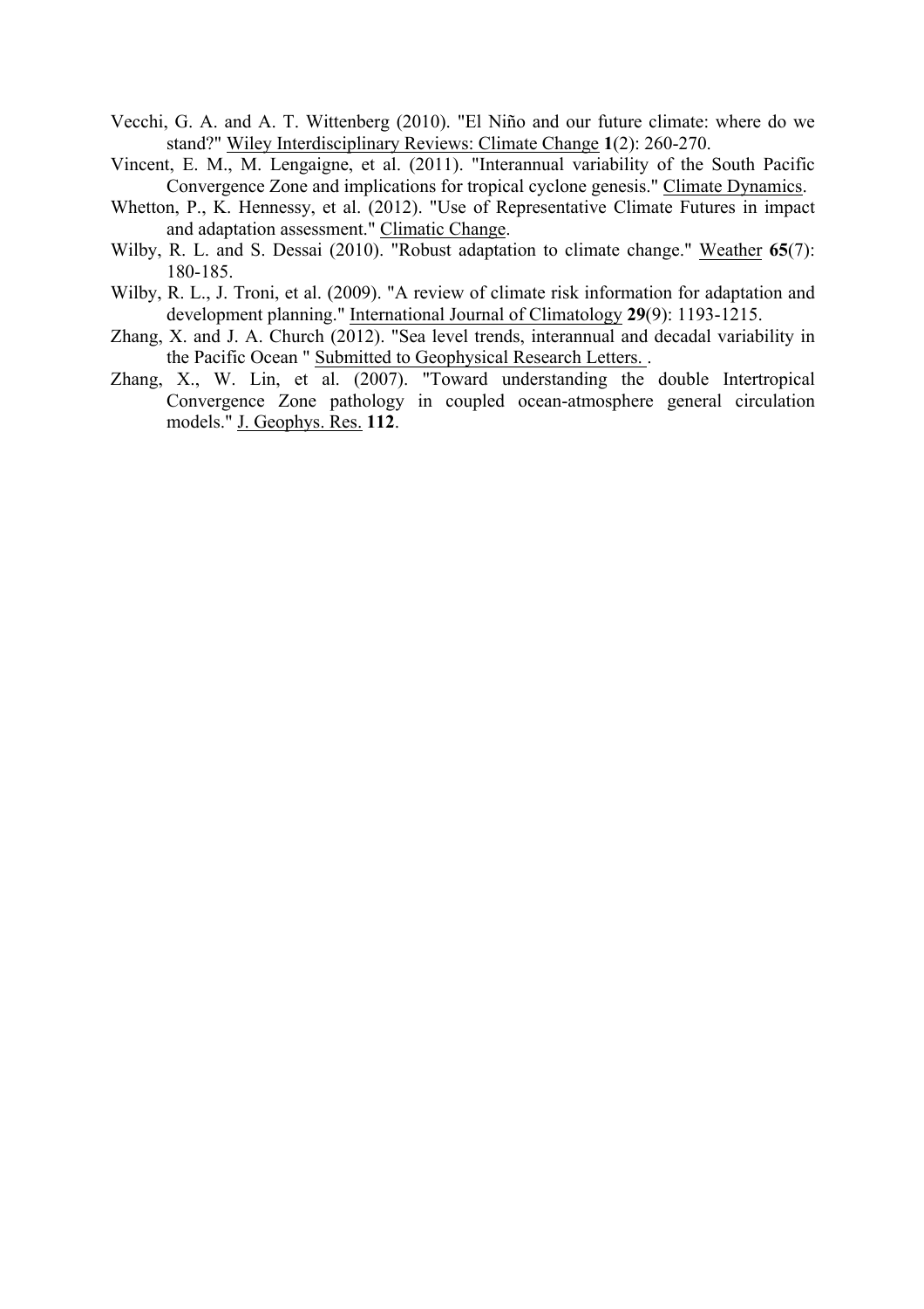Vecchi, G. A. and A. T. Wittenberg (2010). "El Niño and our future climate: where do we stand?" Wiley Interdisciplinary Reviews: Climate Change **1**(2): 260-270.

Vincent, E. M., M. Lengaigne, et al. (2011). "Interannual variability of the South Pacific Convergence Zone and implications for tropical cyclone genesis." Climate Dynamics.

Whetton, P., K. Hennessy, et al. (2012). "Use of Representative Climate Futures in impact and adaptation assessment." Climatic Change.

Wilby, R. L. and S. Dessai (2010). "Robust adaptation to climate change." Weather **65**(7): 180-185.

Wilby, R. L., J. Troni, et al. (2009). "A review of climate risk information for adaptation and development planning." International Journal of Climatology **29**(9): 1193-1215.

Zhang, X. and J. A. Church (2012). "Sea level trends, interannual and decadal variability in the Pacific Ocean " Submitted to Geophysical Research Letters. .

Zhang, X., W. Lin, et al. (2007). "Toward understanding the double Intertropical Convergence Zone pathology in coupled ocean-atmosphere general circulation models." J. Geophys. Res. **112**.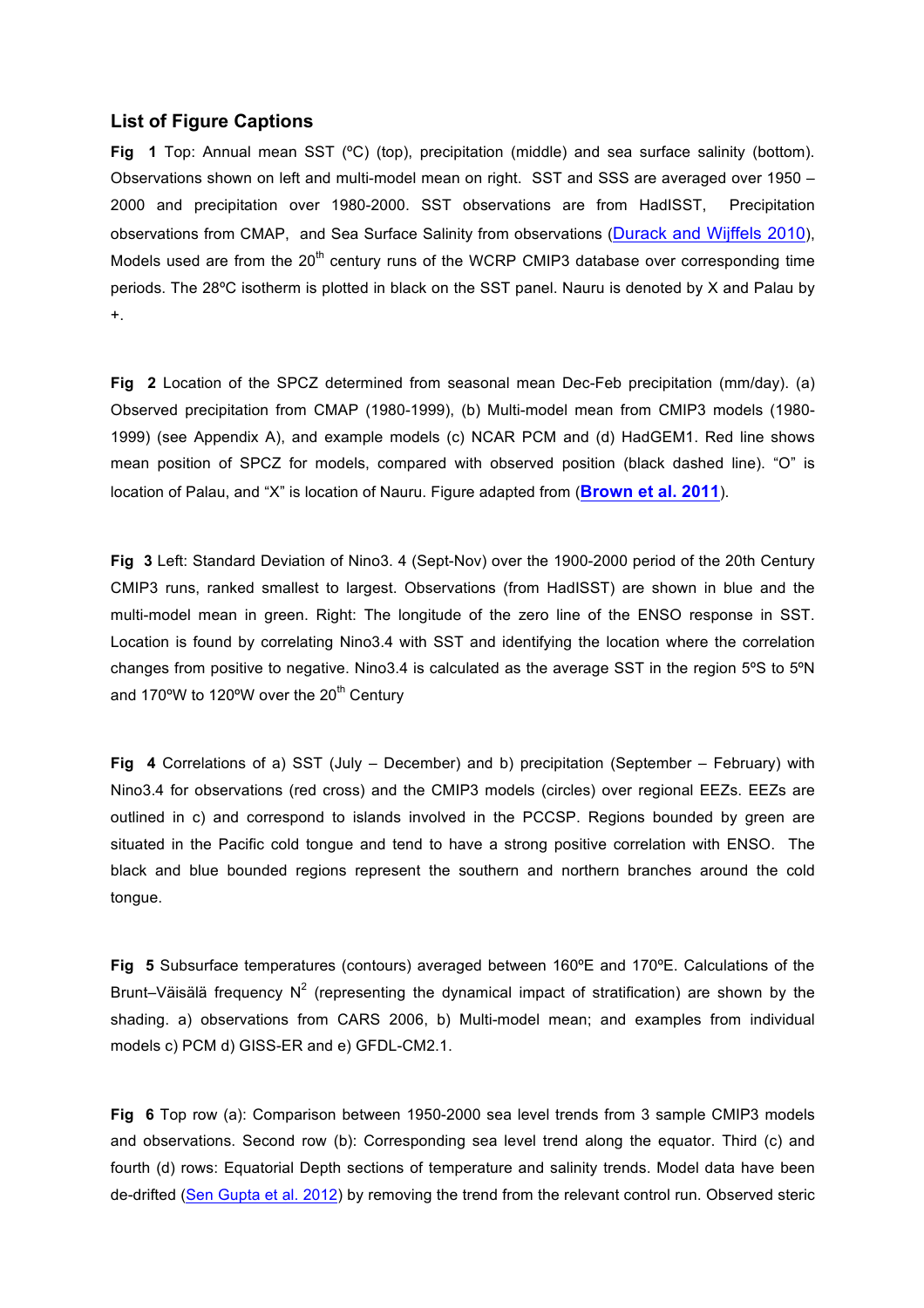## List of Figure Captions

**Fig 1** Top: Annual mean SST (ºC) (top), precipitation (middle) and sea surface salinity (bottom). Observations shown on left and multi-model mean on right. SST and SSS are averaged over 1950 – 2000 and precipitation over 1980-2000. SST observations are from HadISST, Precipitation observations from CMAP, and Sea Surface Salinity from observations (Durack and Wijffels 2010), Models used are from the 20th century runs of the WCRP CMIP3 database over corresponding time periods. The 28ºC isotherm is plotted in black on the SST panel. Nauru is denoted by X and Palau by +.

**Fig 2** Location of the SPCZ determined from seasonal mean Dec-Feb precipitation (mm/day). (a) Observed precipitation from CMAP (1980-1999), (b) Multi-model mean from CMIP3 models (1980-1999) (see Appendix A), and example models (c) NCAR PCM and (d) HadGEM1. Red line shows mean position of SPCZ for models, compared with observed position (black dashed line). "O" is location of Palau, and "X" is location of Nauru. Figure adapted from (**Brown et al. 2011**).

**Fig 3** Left: Standard Deviation of Nino3. 4 (Sept-Nov) over the 1900-2000 period of the 20th Century CMIP3 runs, ranked smallest to largest. Observations (from HadISST) are shown in blue and the multi-model mean in green. Right: The longitude of the zero line of the ENSO response in SST. Location is found by correlating Nino3.4 with SST and identifying the location where the correlation changes from positive to negative. Nino3.4 is calculated as the average SST in the region 5ºS to 5ºN and 170ºW to 120ºW over the 20th Century

**Fig 4** Correlations of a) SST (July – December) and b) precipitation (September – February) with Nino3.4 for observations (red cross) and the CMIP3 models (circles) over regional EEZs. EEZs are outlined in c) and correspond to islands involved in the PCCSP. Regions bounded by green are situated in the Pacific cold tongue and tend to have a strong positive correlation with ENSO. The black and blue bounded regions represent the southern and northern branches around the cold tongue.

**Fig 5** Subsurface temperatures (contours) averaged between 160ºE and 170ºE. Calculations of the Brunt–Väisälä frequency $N^2$ (representing the dynamical impact of stratification) are shown by the shading. a) observations from CARS 2006, b) Multi-model mean; and examples from individual models c) PCM d) GISS-ER and e) GFDL-CM2.1.

**Fig 6** Top row (a): Comparison between 1950-2000 sea level trends from 3 sample CMIP3 models and observations. Second row (b): Corresponding sea level trend along the equator. Third (c) and fourth (d) rows: Equatorial Depth sections of temperature and salinity trends. Model data have been de-drifted (Sen Gupta et al. 2012) by removing the trend from the relevant control run. Observed steric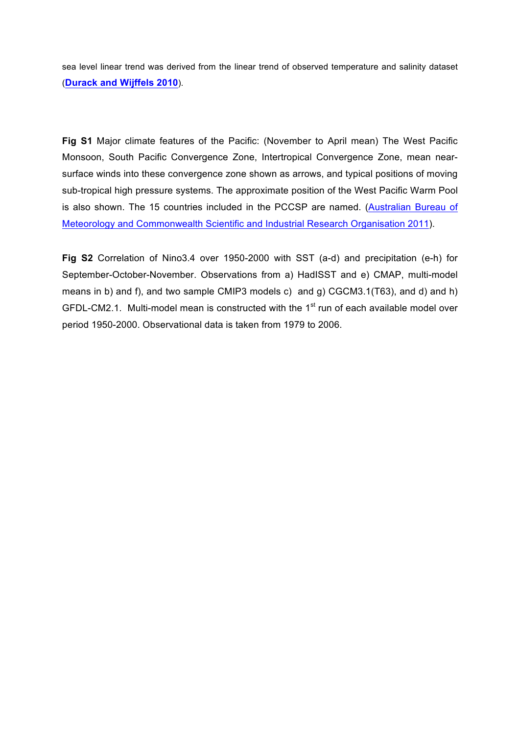sea level linear trend was derived from the linear trend of observed temperature and salinity dataset (**Durack and Wijffels 2010**).

**Fig S1** Major climate features of the Pacific: (November to April mean) The West Pacific Monsoon, South Pacific Convergence Zone, Intertropical Convergence Zone, mean near-surface winds into these convergence zone shown as arrows, and typical positions of moving sub-tropical high pressure systems. The approximate position of the West Pacific Warm Pool is also shown. The 15 countries included in the PCCSP are named. (Australian Bureau of Meteorology and Commonwealth Scientific and Industrial Research Organisation 2011).

**Fig S2** Correlation of Nino3.4 over 1950-2000 with SST (a-d) and precipitation (e-h) for September-October-November. Observations from a) HadISST and e) CMAP, multi-model means in b) and f), and two sample CMIP3 models c) and g) CGCM3.1(T63), and d) and h) GFDL-CM2.1. Multi-model mean is constructed with the 1st run of each available model over period 1950-2000. Observational data is taken from 1979 to 2006.